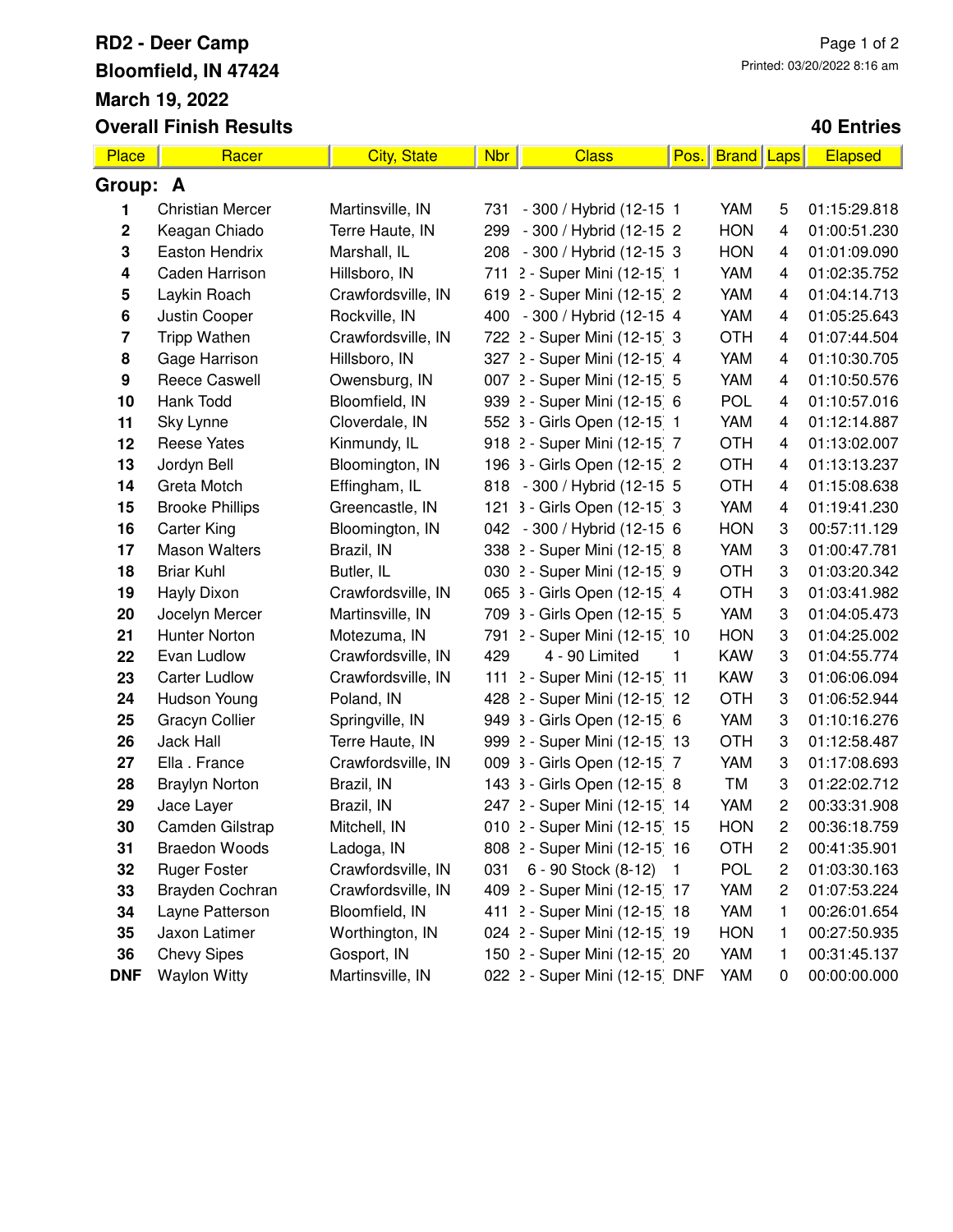# RD2 - Deer Camp

**Bloomfield, IN 47424**

**March 19, 2022**

**Overall Finish Results**

Printed: 03/20/2022 8:16 am

**40 Entries**

| Place | Racer | City, State | Nbr | Class | Pos. | Brand | Laps | Elapsed |
|---|---|---|---|---|---|---|---|---|
| **Group: A** | | | | | | | | |
| **1** | Christian Mercer | Martinsville, IN | 731 | - 300 / Hybrid (12-15 | 1 | YAM | 5 | 01:15:29.818 |
| **2** | Keagan Chiado | Terre Haute, IN | 299 | - 300 / Hybrid (12-15 | 2 | HON | 4 | 01:00:51.230 |
| **3** | Easton Hendrix | Marshall, IL | 208 | - 300 / Hybrid (12-15 | 3 | HON | 4 | 01:01:09.090 |
| **4** | Caden Harrison | Hillsboro, IN | 711 | 2 - Super Mini (12-15 | 1 | YAM | 4 | 01:02:35.752 |
| **5** | Laykin Roach | Crawfordsville, IN | 619 | 2 - Super Mini (12-15 | 2 | YAM | 4 | 01:04:14.713 |
| **6** | Justin Cooper | Rockville, IN | 400 | - 300 / Hybrid (12-15 | 4 | YAM | 4 | 01:05:25.643 |
| **7** | Tripp Wathen | Crawfordsville, IN | 722 | 2 - Super Mini (12-15 | 3 | OTH | 4 | 01:07:44.504 |
| **8** | Gage Harrison | Hillsboro, IN | 327 | 2 - Super Mini (12-15 | 4 | YAM | 4 | 01:10:30.705 |
| **9** | Reece Caswell | Owensburg, IN | 007 | 2 - Super Mini (12-15 | 5 | YAM | 4 | 01:10:50.576 |
| **10** | Hank Todd | Bloomfield, IN | 939 | 2 - Super Mini (12-15 | 6 | POL | 4 | 01:10:57.016 |
| **11** | Sky Lynne | Cloverdale, IN | 552 | 3 - Girls Open (12-15 | 1 | YAM | 4 | 01:12:14.887 |
| **12** | Reese Yates | Kinmundy, IL | 918 | 2 - Super Mini (12-15 | 7 | OTH | 4 | 01:13:02.007 |
| **13** | Jordyn Bell | Bloomington, IN | 196 | 3 - Girls Open (12-15 | 2 | OTH | 4 | 01:13:13.237 |
| **14** | Greta Motch | Effingham, IL | 818 | - 300 / Hybrid (12-15 | 5 | OTH | 4 | 01:15:08.638 |
| **15** | Brooke Phillips | Greencastle, IN | 121 | 3 - Girls Open (12-15 | 3 | YAM | 4 | 01:19:41.230 |
| **16** | Carter King | Bloomington, IN | 042 | - 300 / Hybrid (12-15 | 6 | HON | 3 | 00:57:11.129 |
| **17** | Mason Walters | Brazil, IN | 338 | 2 - Super Mini (12-15 | 8 | YAM | 3 | 01:00:47.781 |
| **18** | Briar Kuhl | Butler, IL | 030 | 2 - Super Mini (12-15 | 9 | OTH | 3 | 01:03:20.342 |
| **19** | Hayly Dixon | Crawfordsville, IN | 065 | 3 - Girls Open (12-15 | 4 | OTH | 3 | 01:03:41.982 |
| **20** | Jocelyn Mercer | Martinsville, IN | 709 | 3 - Girls Open (12-15 | 5 | YAM | 3 | 01:04:05.473 |
| **21** | Hunter Norton | Motezuma, IN | 791 | 2 - Super Mini (12-15 | 10 | HON | 3 | 01:04:25.002 |
| **22** | Evan Ludlow | Crawfordsville, IN | 429 | 4 - 90 Limited | 1 | KAW | 3 | 01:04:55.774 |
| **23** | Carter Ludlow | Crawfordsville, IN | 111 | 2 - Super Mini (12-15 | 11 | KAW | 3 | 01:06:06.094 |
| **24** | Hudson Young | Poland, IN | 428 | 2 - Super Mini (12-15 | 12 | OTH | 3 | 01:06:52.944 |
| **25** | Gracyn Collier | Springville, IN | 949 | 3 - Girls Open (12-15 | 6 | YAM | 3 | 01:10:16.276 |
| **26** | Jack Hall | Terre Haute, IN | 999 | 2 - Super Mini (12-15 | 13 | OTH | 3 | 01:12:58.487 |
| **27** | Ella . France | Crawfordsville, IN | 009 | 3 - Girls Open (12-15 | 7 | YAM | 3 | 01:17:08.693 |
| **28** | Braylyn Norton | Brazil, IN | 143 | 3 - Girls Open (12-15 | 8 | TM | 3 | 01:22:02.712 |
| **29** | Jace Layer | Brazil, IN | 247 | 2 - Super Mini (12-15 | 14 | YAM | 2 | 00:33:31.908 |
| **30** | Camden Gilstrap | Mitchell, IN | 010 | 2 - Super Mini (12-15 | 15 | HON | 2 | 00:36:18.759 |
| **31** | Braedon Woods | Ladoga, IN | 808 | 2 - Super Mini (12-15 | 16 | OTH | 2 | 00:41:35.901 |
| **32** | Ruger Foster | Crawfordsville, IN | 031 | 6 - 90 Stock (8-12) | 1 | POL | 2 | 01:03:30.163 |
| **33** | Brayden Cochran | Crawfordsville, IN | 409 | 2 - Super Mini (12-15 | 17 | YAM | 2 | 01:07:53.224 |
| **34** | Layne Patterson | Bloomfield, IN | 411 | 2 - Super Mini (12-15 | 18 | YAM | 1 | 00:26:01.654 |
| **35** | Jaxon Latimer | Worthington, IN | 024 | 2 - Super Mini (12-15 | 19 | HON | 1 | 00:27:50.935 |
| **36** | Chevy Sipes | Gosport, IN | 150 | 2 - Super Mini (12-15 | 20 | YAM | 1 | 00:31:45.137 |
| **DNF** | Waylon Witty | Martinsville, IN | 022 | 2 - Super Mini (12-15 | DNF | YAM | 0 | 00:00:00.000 |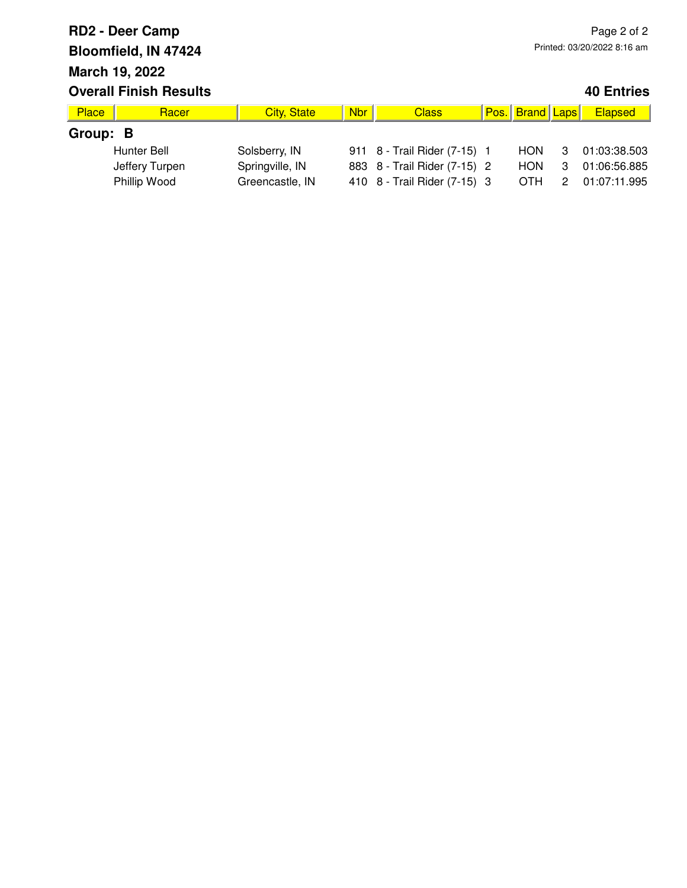# RD2 - Deer Camp

## Bloomfield, IN 47424

## March 19, 2022

## Overall Finish Results

**40 Entries**

| Place | Racer | City, State | Nbr | Class | Pos. | Brand | Laps | Elapsed |
|---|---|---|---|---|---|---|---|---|
| **Group: B** | | | | | | | | |
| | Hunter Bell | Solsberry, IN | 911 | 8 - Trail Rider (7-15) | 1 | HON | 3 | 01:03:38.503 |
| | Jeffery Turpen | Springville, IN | 883 | 8 - Trail Rider (7-15) | 2 | HON | 3 | 01:06:56.885 |
| | Phillip Wood | Greencastle, IN | 410 | 8 - Trail Rider (7-15) | 3 | OTH | 2 | 01:07:11.995 |